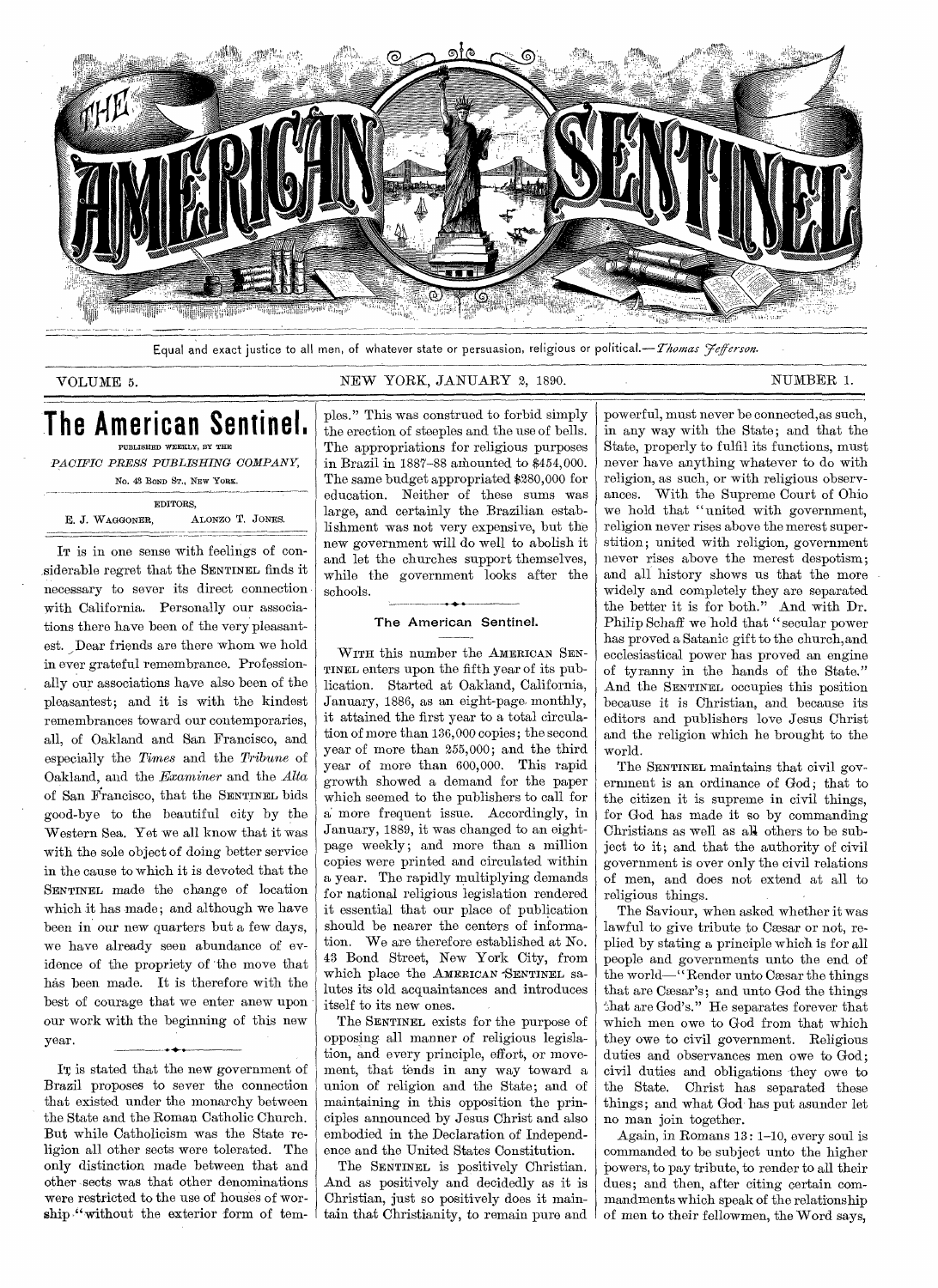# THE AMERICAN SENTINEL

Equal and exact justice to all men, of whatever state or persuasion, religious or political.—*Thomas Jefferson.*

VOLUME 5. NEW YORK, JANUARY 2, 1890. NUMBER 1.

## The American Sentinel.

PUBLISHED WEEKLY, BY THE

*PACIFIC PRESS PUBLISHING COMPANY,*

No. 43 BOND ST., NEW YORK.

EDITORS,

E. J. WAGGONER, ALONZO T. JONES.

IT is in one sense with feelings of considerable regret that the SENTINEL finds it necessary to sever its direct connection with California. Personally our associations there have been of the very pleasantest. Dear friends are there whom we hold in ever grateful remembrance. Professionally our associations have also been of the pleasantest; and it is with the kindest remembrances toward our contemporaries, all, of Oakland and San Francisco, and especially the *Times* and the *Tribune* of Oakland, and the *Examiner* and the *Alta* of San Francisco, that the SENTINEL bids good-bye to the beautiful city by the Western Sea. Yet we all know that it was with the sole object of doing better service in the cause to which it is devoted that the SENTINEL made the change of location which it has made; and although we have been in our new quarters but a few days, we have already seen abundance of evidence of the propriety of the move that has been made. It is therefore with the best of courage that we enter anew upon our work with the beginning of this new year.

IT is stated that the new government of Brazil proposes to sever the connection that existed under the monarchy between the State and the Roman Catholic Church. But while Catholicism was the State religion all other sects were tolerated. The only distinction made between that and other sects was that other denominations were restricted to the use of houses of worship "without the exterior form of temples." This was construed to forbid simply the erection of steeples and the use of bells. The appropriations for religious purposes in Brazil in 1887–88 amounted to $454,000. The same budget appropriated $280,000 for education. Neither of these sums was large, and certainly the Brazilian establishment was not very expensive, but the new government will do well to abolish it and let the churches support themselves, while the government looks after the schools.

### The American Sentinel.

WITH this number the AMERICAN SENTINEL enters upon the fifth year of its publication. Started at Oakland, California, January, 1886, as an eight-page monthly, it attained the first year to a total circulation of more than 136,000 copies; the second year of more than 255,000; and the third year of more than 600,000. This rapid growth showed a demand for the paper which seemed to the publishers to call for a more frequent issue. Accordingly, in January, 1889, it was changed to an eight-page weekly; and more than a million copies were printed and circulated within a year. The rapidly multiplying demands for national religious legislation rendered it essential that our place of publication should be nearer the centers of information. We are therefore established at No. 43 Bond Street, New York City, from which place the AMERICAN SENTINEL salutes its old acquaintances and introduces itself to its new ones.

The SENTINEL exists for the purpose of opposing all manner of religious legislation, and every principle, effort, or movement, that tends in any way toward a union of religion and the State; and of maintaining in this opposition the principles announced by Jesus Christ and also embodied in the Declaration of Independence and the United States Constitution.

The SENTINEL is positively Christian. And as positively and decidedly as it is Christian, just so positively does it maintain that Christianity, to remain pure and powerful, must never be connected, as such, in any way with the State; and that the State, properly to fulfil its functions, must never have anything whatever to do with religion, as such, or with religious observances. With the Supreme Court of Ohio we hold that "united with government, religion never rises above the merest superstition; united with religion, government never rises above the merest despotism; and all history shows us that the more widely and completely they are separated the better it is for both." And with Dr. Philip Schaff we hold that "secular power has proved a Satanic gift to the church, and ecclesiastical power has proved an engine of tyranny in the hands of the State." And the SENTINEL occupies this position because it is Christian, and because its editors and publishers love Jesus Christ and the religion which he brought to the world.

The SENTINEL maintains that civil government is an ordinance of God; that to the citizen it is supreme in civil things, for God has made it so by commanding Christians as well as all others to be subject to it; and that the authority of civil government is over only the civil relations of men, and does not extend at all to religious things.

The Saviour, when asked whether it was lawful to give tribute to Cæsar or not, replied by stating a principle which is for all people and governments unto the end of the world—"Render unto Cæsar the things that are Cæsar's; and unto God the things that are God's." He separates forever that which men owe to God from that which they owe to civil government. Religious duties and observances men owe to God; civil duties and obligations they owe to the State. Christ has separated those things; and what God has put asunder let no man join together.

Again, in Romans 13: 1–10, every soul is commanded to be subject unto the higher powers, to pay tribute, to render to all their dues; and then, after citing certain commandments which speak of the relationship of men to their fellowmen, the Word says,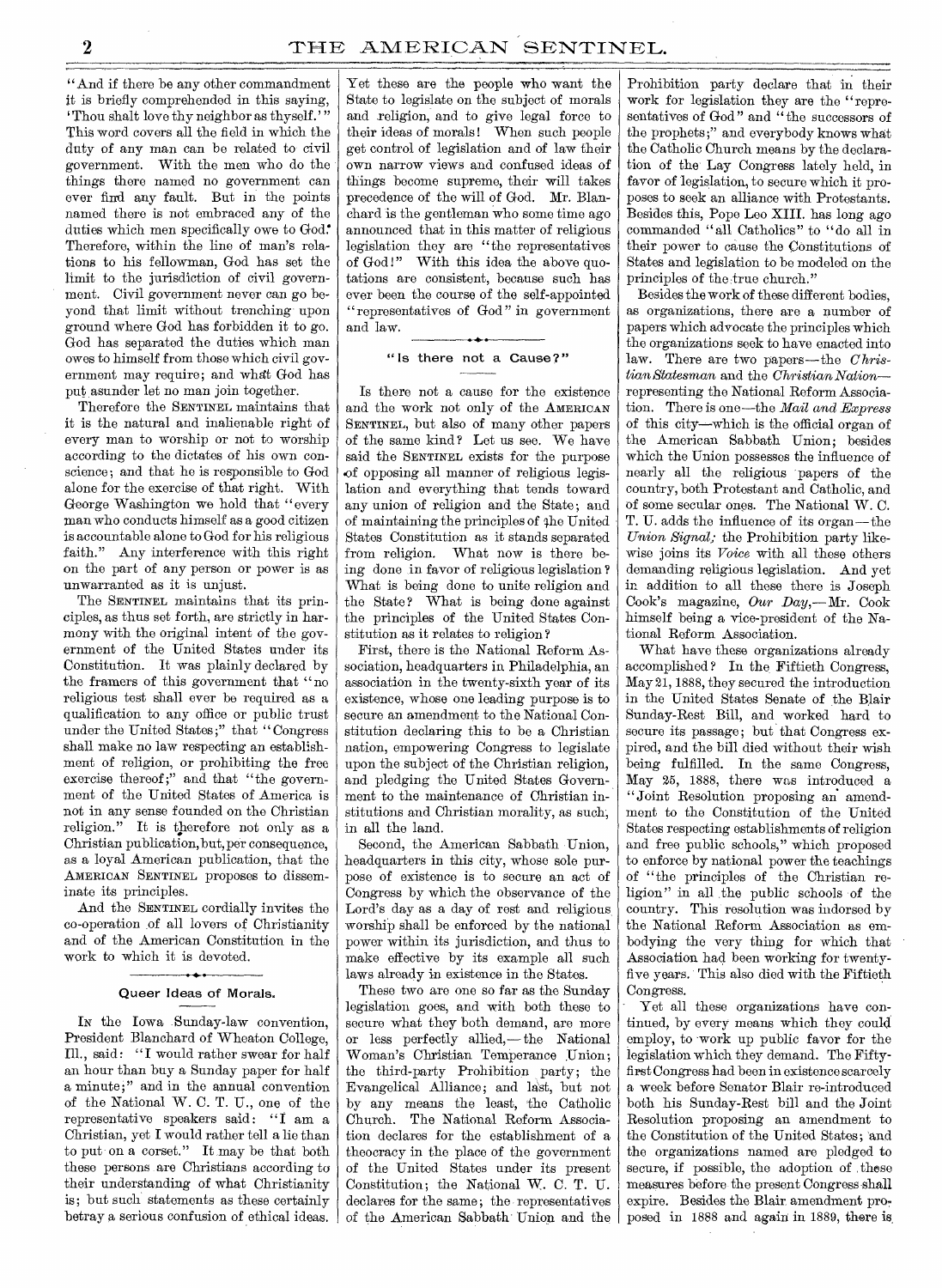"And if there be any other commandment it is briefly comprehended in this saying, 'Thou shalt love thy neighbor as thyself.'" This word covers all the field in which the duty of any man can be related to civil government. With the men who do the things there named no government can ever find any fault. But in the points named there is not embraced any of the duties which men specifically owe to God. Therefore, within the line of man's relations to his fellowman, God has set the limit to the jurisdiction of civil government. Civil government never can go beyond that limit without trenching upon ground where God has forbidden it to go. God has separated the duties which man owes to himself from those which civil government may require; and what God has put asunder let no man join together.

Therefore the SENTINEL maintains that it is the natural and inalienable right of every man to worship or not to worship according to the dictates of his own conscience; and that he is responsible to God alone for the exercise of that right. With George Washington we hold that "every man who conducts himself as a good citizen is accountable alone to God for his religious faith." Any interference with this right on the part of any person or power is as unwarranted as it is unjust.

The SENTINEL maintains that its principles, as thus set forth, are strictly in harmony with the original intent of the government of the United States under its Constitution. It was plainly declared by the framers of this government that "no religious test shall ever be required as a qualification to any office or public trust under the United States;" that "Congress shall make no law respecting an establishment of religion, or prohibiting the free exercise thereof;" and that "the government of the United States of America is not in any sense founded on the Christian religion." It is therefore not only as a Christian publication, but, per consequence, as a loyal American publication, that the AMERICAN SENTINEL proposes to disseminate its principles.

And the SENTINEL cordially invites the co-operation of all lovers of Christianity and of the American Constitution in the work to which it is devoted.

## Queer Ideas of Morals.

IN the Iowa Sunday-law convention, President Blanchard of Wheaton College, Ill., said: "I would rather swear for half an hour than buy a Sunday paper for half a minute;" and in the annual convention of the National W. C. T. U., one of the representative speakers said: "I am a Christian, yet I would rather tell a lie than to put on a corset." It may be that both these persons are Christians according to their understanding of what Christianity is; but such statements as these certainly betray a serious confusion of ethical ideas. Yet these are the people who want the State to legislate on the subject of morals and religion, and to give legal force to their ideas of morals! When such people get control of legislation and of law their own narrow views and confused ideas of things become supreme, their will takes precedence of the will of God. Mr. Blanchard is the gentleman who some time ago announced that in this matter of religious legislation they are "the representatives of God!" With this idea the above quotations are consistent, because such has ever been the course of the self-appointed "representatives of God" in government and law.

## "Is there not a Cause?"

Is there not a cause for the existence and the work not only of the AMERICAN SENTINEL, but also of many other papers of the same kind? Let us see. We have said the SENTINEL exists for the purpose of opposing all manner of religious legislation and everything that tends toward any union of religion and the State; and of maintaining the principles of the United States Constitution as it stands separated from religion. What now is there being done in favor of religious legislation? What is being done to unite religion and the State? What is being done against the principles of the United States Constitution as it relates to religion?

First, there is the National Reform Association, headquarters in Philadelphia, an association in the twenty-sixth year of its existence, whose one leading purpose is to secure an amendment to the National Constitution declaring this to be a Christian nation, empowering Congress to legislate upon the subject of the Christian religion, and pledging the United States Government to the maintenance of Christian institutions and Christian morality, as such, in all the land.

Second, the American Sabbath Union, headquarters in this city, whose sole purpose of existence is to secure an act of Congress by which the observance of the Lord's day as a day of rest and religious worship shall be enforced by the national power within its jurisdiction, and thus to make effective by its example all such laws already in existence in the States.

These two are one so far as the Sunday legislation goes, and with both these to secure what they both demand, are more or less perfectly allied,—the National Woman's Christian Temperance Union; the third-party Prohibition party; the Evangelical Alliance; and last, but not by any means the least, the Catholic Church. The National Reform Association declares for the establishment of a theocracy in the place of the government of the United States under its present Constitution; the National W. C. T. U. declares for the same; the representatives of the American Sabbath Union and the Prohibition party declare that in their work for legislation they are the "representatives of God" and "the successors of the prophets;" and everybody knows what the Catholic Church means by the declaration of the Lay Congress lately held, in favor of legislation, to secure which it proposes to seek an alliance with Protestants. Besides this, Pope Leo XIII. has long ago commanded "all Catholics" to "do all in their power to cause the Constitutions of States and legislation to be modeled on the principles of the true church."

Besides the work of these different bodies, as organizations, there are a number of papers which advocate the principles which the organizations seek to have enacted into law. There are two papers—the *Christian Statesman* and the *Christian Nation*—representing the National Reform Association. There is one—the *Mail and Express* of this city—which is the official organ of the American Sabbath Union; besides which the Union possesses the influence of nearly all the religious papers of the country, both Protestant and Catholic, and of some secular ones. The National W. C. T. U. adds the influence of its organ—the *Union Signal;* the Prohibition party likewise joins its *Voice* with all these others demanding religious legislation. And yet in addition to all these there is Joseph Cook's magazine, *Our Day,*—Mr. Cook himself being a vice-president of the National Reform Association.

What have these organizations already accomplished? In the Fiftieth Congress, May 21, 1888, they secured the introduction in the United States Senate of the Blair Sunday-Rest Bill, and worked hard to secure its passage; but that Congress expired, and the bill died without their wish being fulfilled. In the same Congress, May 25, 1888, there was introduced a "Joint Resolution proposing an amendment to the Constitution of the United States respecting establishments of religion and free public schools," which proposed to enforce by national power the teachings of "the principles of the Christian religion" in all the public schools of the country. This resolution was indorsed by the National Reform Association as embodying the very thing for which that Association had been working for twenty-five years. This also died with the Fiftieth Congress.

Yet all these organizations have continued, by every means which they could employ, to work up public favor for the legislation which they demand. The Fifty-first Congress had been in existence scarcely a week before Senator Blair re-introduced both his Sunday-Rest bill and the Joint Resolution proposing an amendment to the Constitution of the United States; and the organizations named are pledged to secure, if possible, the adoption of these measures before the present Congress shall expire. Besides the Blair amendment proposed in 1888 and again in 1889, there is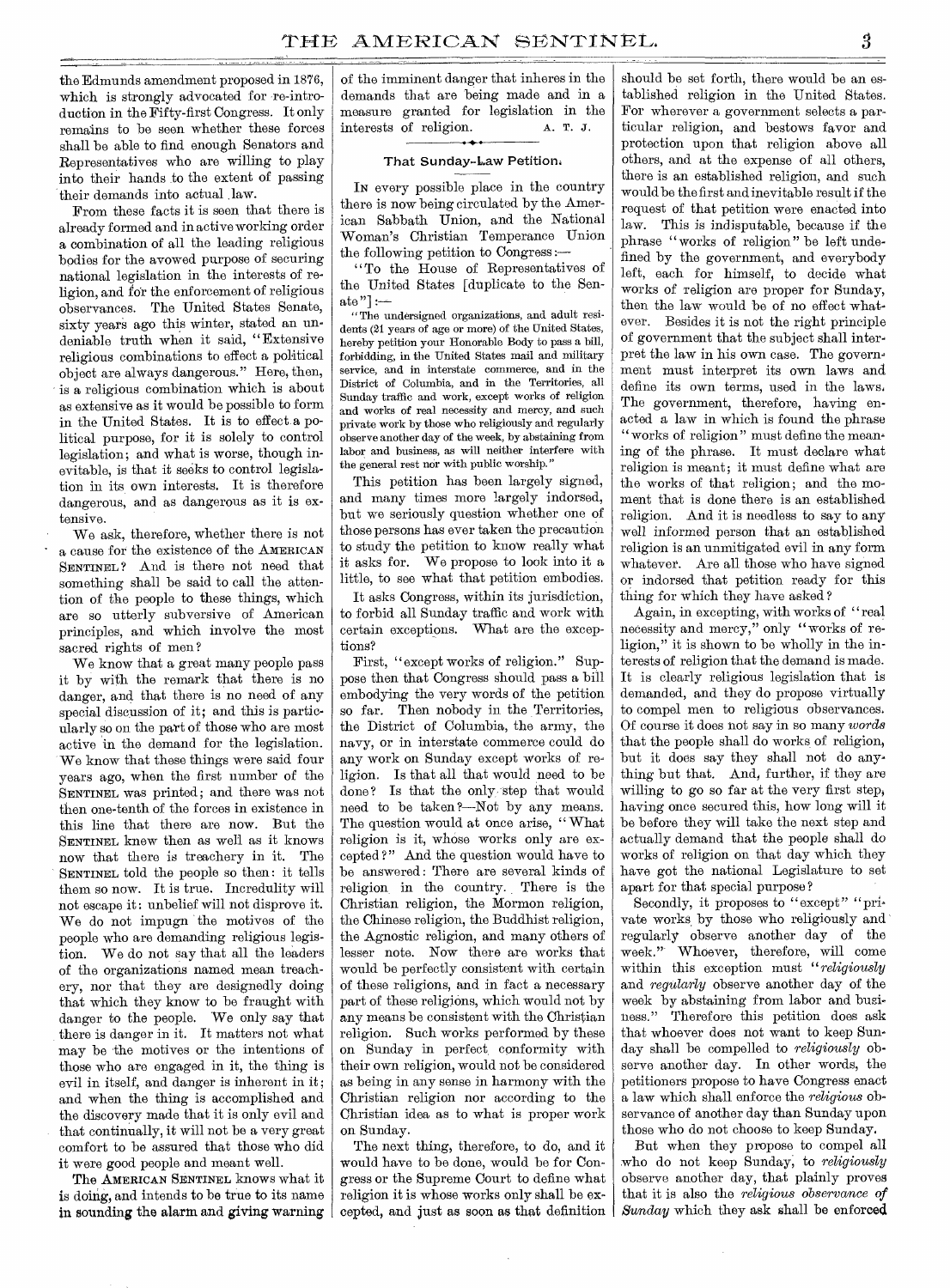the Edmunds amendment proposed in 1876, which is strongly advocated for re-introduction in the Fifty-first Congress. It only remains to be seen whether these forces shall be able to find enough Senators and Representatives who are willing to play into their hands to the extent of passing their demands into actual law.

From these facts it is seen that there is already formed and in active working order a combination of all the leading religious bodies for the avowed purpose of securing national legislation in the interests of religion, and for the enforcement of religious observances. The United States Senate, sixty years ago this winter, stated an undeniable truth when it said, "Extensive religious combinations to effect a political object are always dangerous." Here, then, is a religious combination which is about as extensive as it would be possible to form in the United States. It is to effect a political purpose, for it is solely to control legislation; and what is worse, though inevitable, is that it seeks to control legislation in its own interests. It is therefore dangerous, and as dangerous as it is extensive.

We ask, therefore, whether there is not a cause for the existence of the AMERICAN SENTINEL? And is there not need that something shall be said to call the attention of the people to these things, which are so utterly subversive of American principles, and which involve the most sacred rights of men?

We know that a great many people pass it by with the remark that there is no danger, and that there is no need of any special discussion of it; and this is particularly so on the part of those who are most active in the demand for the legislation. We know that these things were said four years ago, when the first number of the SENTINEL was printed; and there was not then one-tenth of the forces in existence in this line that there are now. But the SENTINEL knew then as well as it knows now that there is treachery in it. The SENTINEL told the people so then: it tells them so now. It is true. Incredulity will not escape it: unbelief will not disprove it. We do not impugn the motives of the people who are demanding religious legislation. We do not say that all the leaders of the organizations named mean treachery, nor that they are designedly doing that which they know to be fraught with danger to the people. We only say that there is danger in it. It matters not what may be the motives or the intentions of those who are engaged in it, the thing is evil in itself, and danger is inherent in it; and when the thing is accomplished and the discovery made that it is only evil and that continually, it will not be a very great comfort to be assured that those who did it were good people and meant well.

The AMERICAN SENTINEL knows what it is doing, and intends to be true to its name in sounding the alarm and giving warning of the imminent danger that inheres in the demands that are being made and in a measure granted for legislation in the interests of religion. A. T. J.

### That Sunday-Law Petition.

IN every possible place in the country there is now being circulated by the American Sabbath Union, and the National Woman's Christian Temperance Union the following petition to Congress:—

"To the House of Representatives of the United States [duplicate to the Senate"]:—

"The undersigned organizations, and adult residents (21 years of age or more) of the United States, hereby petition your Honorable Body to pass a bill, forbidding, in the United States mail and military service, and in interstate commerce, and in the District of Columbia, and in the Territories, all Sunday traffic and work, except works of religion and works of real necessity and mercy, and such private work by those who religiously and regularly observe another day of the week, by abstaining from labor and business, as will neither interfere with the general rest nor with public worship."

This petition has been largely signed, and many times more largely indorsed, but we seriously question whether one of those persons has ever taken the precaution to study the petition to know really what it asks for. We propose to look into it a little, to see what that petition embodies.

It asks Congress, within its jurisdiction, to forbid all Sunday traffic and work with certain exceptions. What are the exceptions?

First, "except works of religion." Suppose then that Congress should pass a bill embodying the very words of the petition so far. Then nobody in the Territories, the District of Columbia, the army, the navy, or in interstate commerce could do any work on Sunday except works of religion. Is that all that would need to be done? Is that the only step that would need to be taken?—Not by any means. The question would at once arise, "What religion is it, whose works only are excepted?" And the question would have to be answered: There are several kinds of religion in the country. There is the Christian religion, the Mormon religion, the Chinese religion, the Buddhist religion, the Agnostic religion, and many others of lesser note. Now there are works that would be perfectly consistent with certain of these religions, and in fact a necessary part of these religions, which would not by any means be consistent with the Christian religion. Such works performed by these on Sunday in perfect conformity with their own religion, would not be considered as being in any sense in harmony with the Christian religion nor according to the Christian idea as to what is proper work on Sunday.

The next thing, therefore, to do, and it would have to be done, would be for Congress or the Supreme Court to define what religion it is whose works only shall be excepted, and just as soon as that definition should be set forth, there would be an established religion in the United States. For wherever a government selects a particular religion, and bestows favor and protection upon that religion above all others, and at the expense of all others, there is an established religion, and such would be the first and inevitable result if the request of that petition were enacted into law. This is indisputable, because if the phrase "works of religion" be left undefined by the government, and everybody left, each for himself, to decide what works of religion are proper for Sunday, then the law would be of no effect whatever. Besides it is not the right principle of government that the subject shall interpret the law in his own case. The government must interpret its own laws and define its own terms, used in the laws. The government, therefore, having enacted a law in which is found the phrase "works of religion" must define the meaning of the phrase. It must declare what religion is meant; it must define what are the works of that religion; and the moment that is done there is an established religion. And it is needless to say to any well informed person that an established religion is an unmitigated evil in any form whatever. Are all those who have signed or indorsed that petition ready for this thing for which they have asked?

Again, in excepting, with works of "real necessity and mercy," only "works of religion," it is shown to be wholly in the interests of religion that the demand is made. It is clearly religious legislation that is demanded, and they do propose virtually to compel men to religious observances. Of course it does not say in so many *words* that the people shall do works of religion, but it does say they shall not do anything but that. And, further, if they are willing to go so far at the very first step, having once secured this, how long will it be before they will take the next step and actually demand that the people shall do works of religion on that day which they have got the national Legislature to set apart for that special purpose?

Secondly, it proposes to "except" "private works by those who religiously and regularly observe another day of the week." Whoever, therefore, will come within this exception must "*religiously* and *regularly* observe another day of the week by abstaining from labor and business." Therefore this petition does ask that whoever does not want to keep Sunday shall be compelled to *religiously* observe another day. In other words, the petitioners propose to have Congress enact a law which shall enforce the *religious* observance of another day than Sunday upon those who do not choose to keep Sunday.

But when they propose to compel all who do not keep Sunday, to *religiously* observe another day, that plainly proves that it is also the *religious observance of Sunday* which they ask shall be enforced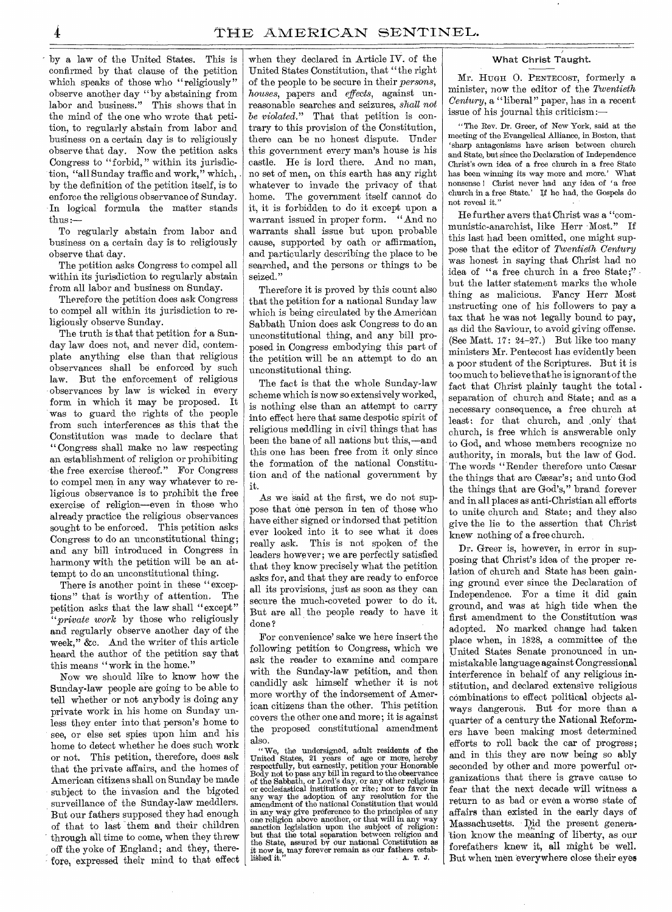by a law of the United States. This is confirmed by that clause of the petition which speaks of those who "religiously" observe another day "by abstaining from labor and business." This shows that in the mind of the one who wrote that petition, to regularly abstain from labor and business on a certain day is to religiously observe that day. Now the petition asks Congress to "forbid," within its jurisdiction, "all Sunday traffic and work," which, by the definition of the petition itself, is to enforce the religious observance of Sunday. In logical formula the matter stands thus:—

To regularly abstain from labor and business on a certain day is to religiously observe that day.

The petition asks Congress to compel all within its jurisdiction to regularly abstain from all labor and business on Sunday.

Therefore the petition does ask Congress to compel all within its jurisdiction to religiously observe Sunday.

The truth is that that petition for a Sunday law does not, and never did, contemplate anything else than that religious observances shall be enforced by such law. But the enforcement of religious observances by law is wicked in every form in which it may be proposed. It was to guard the rights of the people from such interferences as this that the Constitution was made to declare that "Congress shall make no law respecting an establishment of religion or prohibiting the free exercise thereof." For Congress to compel men in any way whatever to religious observance is to prohibit the free exercise of religion—even in those who already practice the religious observances sought to be enforced. This petition asks Congress to do an unconstitutional thing; and any bill introduced in Congress in harmony with the petition will be an attempt to do an unconstitutional thing.

There is another point in these "exceptions" that is worthy of attention. The petition asks that the law shall "except" "*private work* by those who religiously and regularly observe another day of the week," &c. And the writer of this article heard the author of the petition say that this means "work in the home."

Now we should like to know how the Sunday-law people are going to be able to tell whether or not anybody is doing any private work in his home on Sunday unless they enter into that person's home to see, or else set spies upon him and his home to detect whether he does such work or not. This petition, therefore, does ask that the private affairs, and the homes of American citizens shall on Sunday be made subject to the invasion and the bigoted surveillance of the Sunday-law meddlers. But our fathers supposed they had enough of that to last them and their children through all time to come, when they threw off the yoke of England; and they, therefore, expressed their mind to that effect when they declared in Article IV. of the United States Constitution, that "the right of the people to be secure in their *persons, houses*, papers and *effects*, against unreasonable searches and seizures, *shall not be violated*." That that petition is contrary to this provision of the Constitution, there can be no honest dispute. Under this government every man's house is his castle. He is lord there. And no man, no set of men, on this earth has any right whatever to invade the privacy of that home. The government itself cannot do it, it is forbidden to do it except upon a warrant issued in proper form. "And no warrants shall issue but upon probable cause, supported by oath or affirmation, and particularly describing the place to be searched, and the persons or things to be seized."

Therefore it is proved by this count also that the petition for a national Sunday law which is being circulated by the American Sabbath Union does ask Congress to do an unconstitutional thing, and any bill proposed in Congress embodying this part of the petition will be an attempt to do an unconstitutional thing.

The fact is that the whole Sunday-law scheme which is now so extensively worked, is nothing else than an attempt to carry into effect here that same despotic spirit of religious meddling in civil things that has been the bane of all nations but this,—and this one has been free from it only since the formation of the national Constitution and of the national government by it.

As we said at the first, we do not suppose that one person in ten of those who have either signed or indorsed that petition ever looked into it to see what it does really ask. This is not spoken of the leaders however; we are perfectly satisfied that they know precisely what the petition asks for, and that they are ready to enforce all its provisions, just as soon as they can secure the much-coveted power to do it. But are all the people ready to have it done?

For convenience' sake we here insert the following petition to Congress, which we ask the reader to examine and compare with the Sunday-law petition, and then candidly ask himself whether it is not more worthy of the indorsement of American citizens than the other. This petition covers the other one and more; it is against the proposed constitutional amendment also.

"We, the undersigned, adult residents of the United States, 21 years of age or more, hereby respectfully, but earnestly, petition your Honorable Body not to pass any bill in regard to the observance of the Sabbath, or Lord's day, or any other religious or ecclesiastical institution or rite; nor to favor in any way the adoption of any resolution for the amendment of the national Constitution that would in any way give preference to the principles of any one religion above another, or that will in any way sanction legislation upon the subject of religion: but that the total separation between religion and the State, assured by our national Constitution as it now is, may forever remain as our fathers established it."

A. T. J.

### What Christ Taught.

MR. HUGH O. PENTECOST, formerly a minister, now the editor of the *Twentieth Century*, a "liberal" paper, has in a recent issue of his journal this criticism:—

"The Rev. Dr. Greer, of New York, said at the meeting of the Evangelical Alliance, in Boston, that 'sharp antagonisms have arisen between church and State, but since the Declaration of Independence Christ's own idea of a free church in a free State has been winning its way more and more.' What nonsense! Christ never had any idea of 'a free church in a free State.' If he had, the Gospels do not reveal it."

He further avers that Christ was a "communistic-anarchist, like Herr Most." If this last had been omitted, one might suppose that the editor of *Twentieth Century* was honest in saying that Christ had no idea of "a free church in a free State;" but the latter statement marks the whole thing as malicious. Fancy Herr Most instructing one of his followers to pay a tax that he was not legally bound to pay, as did the Saviour, to avoid giving offense. (See Matt. 17: 24–27.) But like too many ministers Mr. Pentecost has evidently been a poor student of the Scriptures. But it is too much to believe that he is ignorant of the fact that Christ plainly taught the total separation of church and State; and as a necessary consequence, a free church at least: for that church, and only that church, is free which is answerable only to God, and whose members recognize no authority, in morals, but the law of God. The words "Render therefore unto Cæsar the things that are Cæsar's; and unto God the things that are God's," brand forever and in all places as anti-Christian all efforts to unite church and State; and they also give the lie to the assertion that Christ knew nothing of a free church.

Dr. Greer is, however, in error in supposing that Christ's idea of the proper relation of church and State has been gaining ground ever since the Declaration of Independence. For a time it did gain ground, and was at high tide when the first amendment to the Constitution was adopted. No marked change had taken place when, in 1828, a committee of the United States Senate pronounced in unmistakable language against Congressional interference in behalf of any religious institution, and declared extensive religious combinations to effect political objects always dangerous. But for more than a quarter of a century the National Reformers have been making most determined efforts to roll back the car of progress; and in this they are now being so ably seconded by other and more powerful organizations that there is grave cause to fear that the next decade will witness a return to as bad or even a worse state of affairs than existed in the early days of Massachusetts. Did the present generation know the meaning of liberty, as our forefathers knew it, all might be well. But when men everywhere close their eyes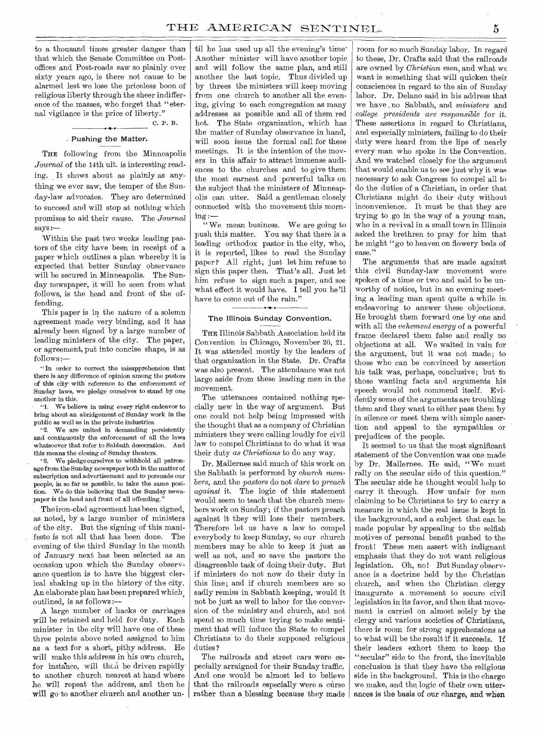to a thousand times greater danger than that which the Senate Committee on Post-offices and Post-roads saw so plainly over sixty years ago, is there not cause to be alarmed lest we lose the priceless boon of religious liberty through the sheer indifference of the masses, who forget that "eternal vigilance is the price of liberty."

C. P. B.

## Pushing the Matter.

THE following from the Minneapolis *Journal* of the 14th ult. is interesting reading. It shows about as plainly as anything we ever saw, the temper of the Sunday-law advocates. They are determined to succeed and will stop at nothing which promises to aid their cause. The *Journal* says:—

Within the past two weeks leading pastors of the city have been in receipt of a paper which outlines a plan whereby it is expected that better Sunday observance will be secured in Minneapolis. The Sunday newspaper, it will be seen from what follows, is the head and front of the offending.

This paper is in the nature of a solemn agreement made very binding, and it has already been signed by a large number of leading ministers of the city. The paper, or agreement, put into concise shape, is as follows:—

"In order to correct the misapprehension that there is any difference of opinion among the pastors of this city with reference to the enforcement of Sunday laws, we pledge ourselves to stand by one another in this:

"1. We believe in using every right endeavor to bring about an abridgement of Sunday work in the public as well as in the private industries.

"2. We are united in demanding persistently and continuously the enforcement of all the laws whatsoever that refer to Sabbath desecration. And this means the closing of Sunday theaters.

"3. We pledge ourselves to withhold all patronage from the Sunday newspaper both in the matter of subscription and advertisement and to persuade our people, in so far as possible, to take the same position. We do this believing that the Sunday newspaper is the head and front of all offending."

The iron-clad agreement has been signed, as noted, by a large number of ministers of the city. But the signing of this manifesto is not all that has been done. The evening of the third Sunday in the month of January next has been selected as an occasion upon which the Sunday observance question is to have the biggest clerical shaking up in the history of the city. An elaborate plan has been prepared which, outlined, is as follows:—

A large number of hacks or carriages will be retained and held for duty. Each minister in the city will have one of these three points above noted assigned to him as a text for a short, pithy address. He will make this address in his own church, for instance, will then be driven rapidly to another church nearest at hand where he will repeat the address, and then he will go to another church and another until he has used up all the evening's time. Another minister will have another topic and will follow the same plan, and still another the last topic. Thus divided up by threes the ministers will keep moving from one church to another all the evening, giving to each congregation as many addresses as possible and all of them red hot. The State organization, which has the matter of Sunday observance in hand, will soon issue the formal call for these meetings. It is the intention of the movers in this affair to attract immense audiences to the churches and to give them the most earnest and powerful talks on the subject that the ministers of Minneapolis can utter. Said a gentleman closely connected with the movement this morning:—

"We mean business. We are going to push this matter. You say that there is a leading orthodox pastor in the city, who, it is reported, likes to read the Sunday paper? All right; just let him refuse to sign this paper then. That's all. Just let him refuse to sign such a paper, and see what effect it would have. I tell you he'll have to come out of the rain."

## The Illinois Sunday Convention.

THE Illinois Sabbath Association held its Convention in Chicago, November 20, 21. It was attended mostly by the leaders of that organization in the State. Dr. Crafts was also present. The attendance was not large aside from these leading men in the movement.

The utterances contained nothing specially new in the way of argument. But one could not help being impressed with the thought that as a company of Christian ministers they were calling loudly for civil law to compel Christians to do what it was their duty *as Christians* to do any way.

Dr. Mallernee said much of this work on the Sabbath is performed by *church members*, and the *pastors* do not *dare* to *preach against* it. The logic of this statement would seem to teach that the church members work on Sunday; if the pastors preach against it they will lose their members. Therefore let us have a law to compel everybody to keep Sunday, so our church members may be able to keep it just as well as not, and so save the pastors the disagreeable task of doing their duty. But if ministers do not now do their duty in this line; and if church members are so sadly remiss in Sabbath keeping, would it not be just as well to labor for the conversion of the ministry and church, and not spend so much time trying to make sentiment that will induce the State to compel Christians to do their supposed religious duties?

The railroads and street cars were especially arraigned for their Sunday traffic. And one would be almost led to believe that the railroads especially were a curse rather than a blessing because they made room for so much Sunday labor. In regard to these, Dr. Crafts said that the railroads are owned by *Christian men*, and what we want is something that will quicken their consciences in regard to the sin of Sunday labor. Dr. Delano said in his address that we have no Sabbath, and *ministers* and *college presidents are responsible* for it. These assertions in regard to Christians, and especially ministers, failing to do their duty were heard from the lips of nearly every man who spoke in the Convention. And we watched closely for the argument that would enable us to see just why it was necessary to ask Congress to compel all to do the duties of a Christian, in order that Christians might do their duty without inconvenience. It must be that they are trying to go in the way of a young man, who in a revival in a small town in Illinois asked the brethren to pray for him that he might "go to heaven on flowery beds of ease."

The arguments that are made against this civil Sunday-law movement were spoken of a time or two and said to be unworthy of notice, but in an evening meeting a leading man spent quite a while in endeavoring to answer these objections. He brought them forward one by one and with all the *vehement energy* of a powerful frame declared them false and really no objections at all. We waited in vain for the argument, but it was not made; to those who can be convinced by assertion his talk was, perhaps, conclusive; but to those wanting facts and arguments his speech would not commend itself. Evidently some of the arguments are troubling them and they want to either pass them by in silence or meet them with simple assertion and appeal to the sympathies or prejudices of the people.

It seemed to us that the most significant statement of the Convention was one made by Dr. Mallernee. He said, "We must rally on the secular side of this question." The secular side he thought would help to carry it through. How unfair for men claiming to be Christians to try to carry a measure in which the real issue is kept in the background, and a subject that can be made popular by appealing to the selfish motives of personal benefit pushed to the front! These men assert with indignant emphasis that they do not want religious legislation. Oh, no! But Sunday observance is a doctrine held by the Christian church, and when the Christian clergy inaugurate a movement to secure civil legislation in its favor, and then that movement is carried on almost solely by the clergy and various societies of Christians, there is room for strong apprehensions as to what will be the result if it succeeds. If their leaders exhort them to keep the "secular" side to the front, the inevitable conclusion is that they have the religious side in the background. This is the charge we make, and the logic of their own utterances is the basis of our charge, and when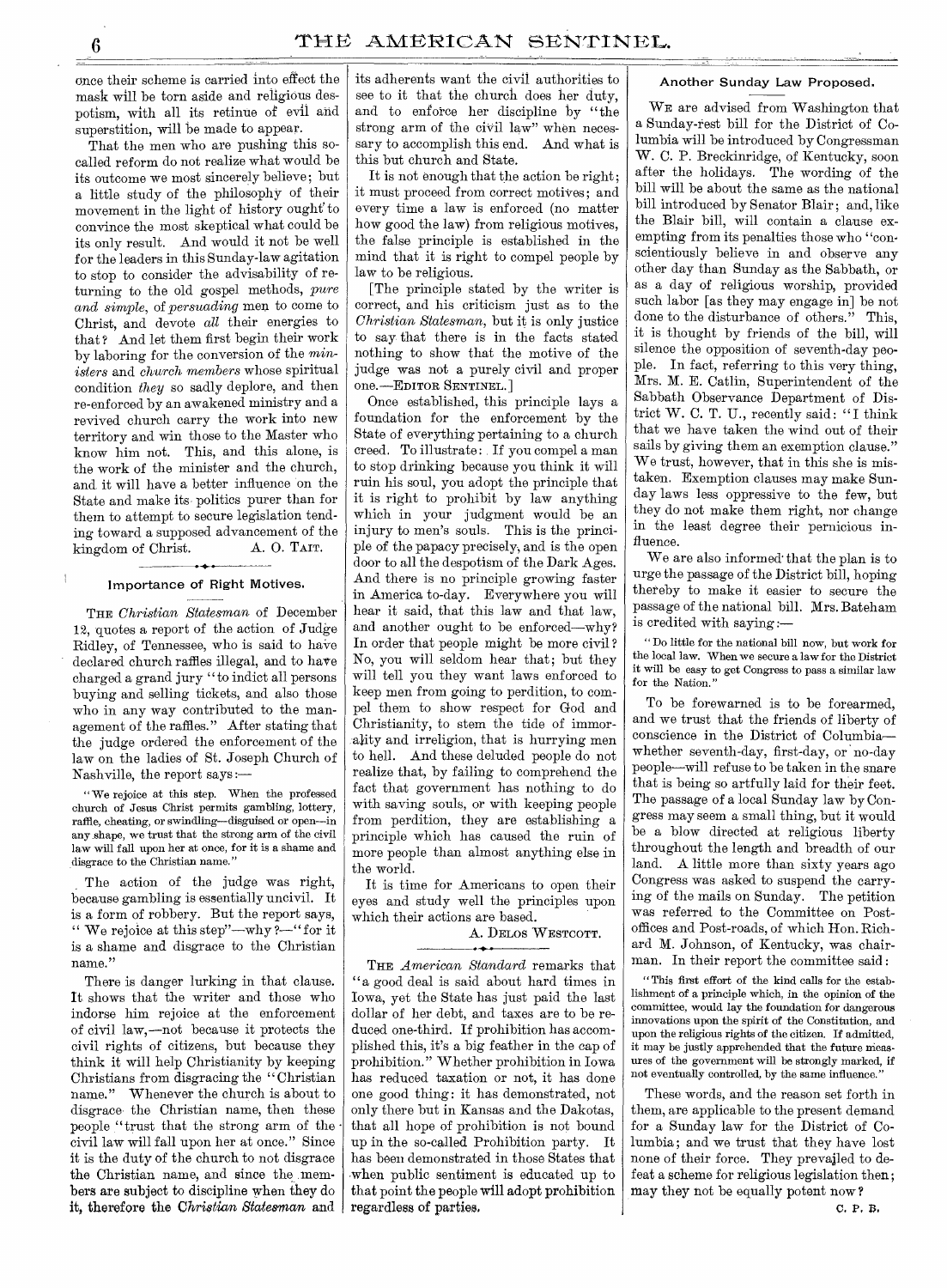once their scheme is carried into effect the mask will be torn aside and religious despotism, with all its retinue of evil and superstition, will be made to appear.

That the men who are pushing this so-called reform do not realize what would be its outcome we most sincerely believe; but a little study of the philosophy of their movement in the light of history ought to convince the most skeptical what could be its only result. And would it not be well for the leaders in this Sunday-law agitation to stop to consider the advisability of returning to the old gospel methods, *pure and simple*, of *persuading* men to come to Christ, and devote *all* their energies to that? And let them first begin their work by laboring for the conversion of the *ministers* and *church members* whose spiritual condition *they* so sadly deplore, and then re-enforced by an awakened ministry and a revived church carry the work into new territory and win those to the Master who know him not. This, and this alone, is the work of the minister and the church, and it will have a better influence on the State and make its politics purer than for them to attempt to secure legislation tending toward a supposed advancement of the kingdom of Christ. A. O. TAIT.

### Importance of Right Motives.

THE *Christian Statesman* of December 12, quotes a report of the action of Judge Ridley, of Tennessee, who is said to have declared church raffles illegal, and to have charged a grand jury "to indict all persons buying and selling tickets, and also those who in any way contributed to the management of the raffles." After stating that the judge ordered the enforcement of the law on the ladies of St. Joseph Church of Nashville, the report says:—

> "We rejoice at this step. When the professed church of Jesus Christ permits gambling, lottery, raffle, cheating, or swindling—disguised or open—in any shape, we trust that the strong arm of the civil law will fall upon her at once, for it is a shame and disgrace to the Christian name."

The action of the judge was right, because gambling is essentially uncivil. It is a form of robbery. But the report says, "We rejoice at this step"—why?—"for it is a shame and disgrace to the Christian name."

There is danger lurking in that clause. It shows that the writer and those who indorse him rejoice at the enforcement of civil law,—not because it protects the civil rights of citizens, but because they think it will help Christianity by keeping Christians from disgracing the "Christian name." Whenever the church is about to disgrace the Christian name, then these people "trust that the strong arm of the civil law will fall upon her at once." Since it is the duty of the church to not disgrace the Christian name, and since the members are subject to discipline when they do it, therefore the *Christian Statesman* and its adherents want the civil authorities to see to it that the church does her duty, and to enforce her discipline by "the strong arm of the civil law" when necessary to accomplish this end. And what is this but church and State.

It is not enough that the action be right; it must proceed from correct motives; and every time a law is enforced (no matter how good the law) from religious motives, the false principle is established in the mind that it is right to compel people by law to be religious.

[The principle stated by the writer is correct, and his criticism just as to the *Christian Statesman*, but it is only justice to say that there is in the facts stated nothing to show that the motive of the judge was not a purely civil and proper one.—EDITOR SENTINEL.]

Once established, this principle lays a foundation for the enforcement by the State of everything pertaining to a church creed. To illustrate: If you compel a man to stop drinking because you think it will ruin his soul, you adopt the principle that it is right to prohibit by law anything which in your judgment would be an injury to men's souls. This is the principle of the papacy precisely, and is the open door to all the despotism of the Dark Ages. And there is no principle growing faster in America to-day. Everywhere you will hear it said, that this law and that law, and another ought to be enforced—why? In order that people might be more civil? No, you will seldom hear that; but they will tell you they want laws enforced to keep men from going to perdition, to compel them to show respect for God and Christianity, to stem the tide of immorality and irreligion, that is hurrying men to hell. And these deluded people do not realize that, by failing to comprehend the fact that government has nothing to do with saving souls, or with keeping people from perdition, they are establishing a principle which has caused the ruin of more people than almost anything else in the world.

It is time for Americans to open their eyes and study well the principles upon which their actions are based.

A. DELOS WESTCOTT.

THE *American Standard* remarks that "a good deal is said about hard times in Iowa, yet the State has just paid the last dollar of her debt, and taxes are to be reduced one-third. If prohibition has accomplished this, it's a big feather in the cap of prohibition." Whether prohibition in Iowa has reduced taxation or not, it has done one good thing: it has demonstrated, not only there but in Kansas and the Dakotas, that all hope of prohibition is not bound up in the so-called Prohibition party. It has been demonstrated in those States that when public sentiment is educated up to that point the people will adopt prohibition regardless of parties.

### Another Sunday Law Proposed.

WE are advised from Washington that a Sunday-rest bill for the District of Columbia will be introduced by Congressman W. C. P. Breckinridge, of Kentucky, soon after the holidays. The wording of the bill will be about the same as the national bill introduced by Senator Blair; and, like the Blair bill, will contain a clause exempting from its penalties those who "conscientiously believe in and observe any other day than Sunday as the Sabbath, or as a day of religious worship, provided such labor [as they may engage in] be not done to the disturbance of others." This, it is thought by friends of the bill, will silence the opposition of seventh-day people. In fact, referring to this very thing, Mrs. M. E. Catlin, Superintendent of the Sabbath Observance Department of District W. C. T. U., recently said: "I think that we have taken the wind out of their sails by giving them an exemption clause." We trust, however, that in this she is mistaken. Exemption clauses may make Sunday laws less oppressive to the few, but they do not make them right, nor change in the least degree their pernicious influence.

We are also informed that the plan is to urge the passage of the District bill, hoping thereby to make it easier to secure the passage of the national bill. Mrs. Bateham is credited with saying:—

> "Do little for the national bill now, but work for the local law. When we secure a law for the District it will be easy to get Congress to pass a similar law for the Nation."

To be forewarned is to be forearmed, and we trust that the friends of liberty of conscience in the District of Columbia—whether seventh-day, first-day, or no-day people—will refuse to be taken in the snare that is being so artfully laid for their feet. The passage of a local Sunday law by Congress may seem a small thing, but it would be a blow directed at religious liberty throughout the length and breadth of our land. A little more than sixty years ago Congress was asked to suspend the carrying of the mails on Sunday. The petition was referred to the Committee on Post-offices and Post-roads, of which Hon. Richard M. Johnson, of Kentucky, was chairman. In their report the committee said:

> "This first effort of the kind calls for the establishment of a principle which, in the opinion of the committee, would lay the foundation for dangerous innovations upon the spirit of the Constitution, and upon the religious rights of the citizen. If admitted, it may be justly apprehended that the future measures of the government will be strongly marked, if not eventually controlled, by the same influence."

These words, and the reason set forth in them, are applicable to the present demand for a Sunday law for the District of Columbia; and we trust that they have lost none of their force. They prevailed to defeat a scheme for religious legislation then; may they not be equally potent now?

C. P. B.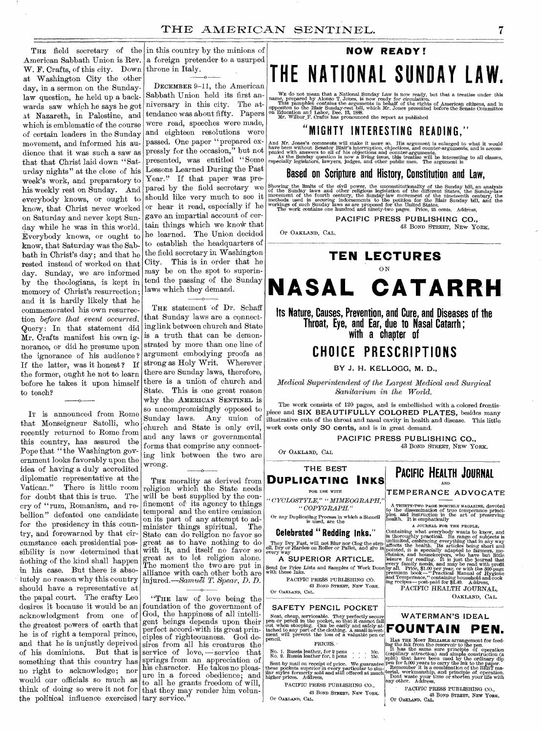THE field secretary of the American Sabbath Union is Rev. W. F. Crafts, of this city. Down at Washington City the other day, in a sermon on the Sunday-law question, he held up a backwards saw which he says he got at Nazareth, in Palestine, and which is emblematic of the course of certain leaders in the Sunday movement, and informed his audience that it was such a saw as that that Christ laid down "Saturday nights" at the close of his week's work, and preparatory to his weekly rest on Sunday. And everybody knows, or ought to know, that Christ never worked on Saturday and never kept Sunday while he was in this world. Everybody knows, or ought to know, that Saturday was the Sabbath in Christ's day; and that he rested instead of worked on that day. Sunday, we are informed by the theologians, is kept in memory of Christ's resurrection; and it is hardly likely that he commemorated his own resurrection *before that event occurred*. Query: In that statement did Mr. Crafts manifest his own ignorance, or did he presume upon the ignorance of his audience? If the latter, was it honest? If the former, ought he not to learn before he takes it upon himself to teach?

---

IT is announced from Rome that Monseigneur Satolli, who recently returned to Rome from this country, has assured the Pope that "the Washington government looks favorably upon the idea of having a duly accredited diplomatic representative at the Vatican." There is little room for doubt that this is true. The cry of "rum, Romanism, and rebellion" defeated one candidate for the presidency in this country, and forewarned by that circumstance each presidential possibility is now determined that nothing of the kind shall happen in his case. But there is absolutely no reason why this country should have a representative at the papal court. The crafty Leo desires it because it would be an acknowledgment from one of the greatest powers of earth that he is of right a temporal prince, and that he is unjustly deprived of his dominions. But that is something that this country has no right to acknowledge; nor would our officials so much as think of doing so were it not for the political influence exercised in this country by the minions of a foreign pretender to a usurped throne in Italy.

---

DECEMBER 9-11, the American Sabbath Union held its first anniversary in this city. The attendance was about fifty. Papers were read, speeches were made, and eighteen resolutions were passed. One paper "prepared expressly for the occasion," but not presented, was entitled "Some Lessons Learned During the Past Year." If that paper was prepared by the field secretary we should like very much to see it or hear it read, especially if he gave an impartial account of certain things which we know that he learned. The Union decided to establish the headquarters of the field secretary in Washington City. This is in order that he may be on the spot to superintend the passing of the Sunday laws which they demand.

---

THE statement of Dr. Schaff that Sunday laws are a connecting link between church and State is a truth that can be demonstrated by more than one line of argument embodying proofs as strong as Holy Writ. Wherever there are Sunday laws, therefore, there is a union of church and State. This is one great reason why the AMERICAN SENTINEL is so uncompromisingly opposed to Sunday laws. Any union of church and State is only evil, and any laws or governmental forms that comprise any connecting link between the two are wrong.

---

THE morality as derived from religion which the State needs will be best supplied by the confinement of its agency to things temporal and the entire omission on its part of any attempt to administer things spiritual. The State can do religion no favor so great as to have nothing to do with it, and itself no favor so great as to let religion alone. The moment the two are put in alliance with each other both are injured.—*Samuel T. Spear, D. D.*

---

"THE law of love being the foundation of the government of God, the happiness of all intelligent beings depends upon their perfect accord with its great principles of righteousness. God desires from all his creatures the service of love,—service that springs from an appreciation of his character. He takes no pleasure in a forced obedience; and to all he grants freedom of will, that they may render him voluntary service."

---

**NOW READY!**

# THE NATIONAL SUNDAY LAW.

WE do not mean that a National Sunday Law is now ready, but that a treatise under this name, prepared by Alonzo T. Jones, is now ready for circulation.

This pamphlet contains the arguments in behalf of the rights of American citizens, and in opposition to the Blair Sunday-rest bill, which Mr. Jones presented before the Senate Committee on Education and Labor, Dec. 13, 1888.

Mr. Wilbur F. Crafts has pronounced the report as published

## "MIGHTY INTERESTING READING,"

And Mr. Jones's comments will make it more so. His argument is enlarged to what it would have been without Senator Blair's interruption, objections, and counter-arguments, and is accompanied with answers to all of his objections and counter-arguments.

As the Sunday question is now a living issue, this treatise will be interesting to all classes, especially legislators, lawyers, judges, and other public men. The argument is

## Based on Scripture and History, Constitution and Law,

Showing the limits of the civil power, the unconstitutionality of the Sunday bill, an analysis of the Sunday laws and other religious legislation of the different States, the Sunday-law movement of the fourth century, the Sunday-law movement of the nineteenth century, the methods used in securing indorsements to the petition for the Blair Sunday bill, and the workings of such Sunday laws as are proposed for the United States.

The work contains one hundred and ninety-two pages. Price, 25 cents. Address,

PACIFIC PRESS PUBLISHING CO.,
43 BOND STREET, NEW YORK.
OR OAKLAND, CAL.

---

## TEN LECTURES
ON

# NASAL CATARRH

### Its Nature, Causes, Prevention, and Cure, and Diseases of the Throat, Eye, and Ear, due to Nasal Catarrh; with a chapter of

## CHOICE PRESCRIPTIONS

BY J. H. KELLOGG, M. D.,

*Medical Superintendent of the Largest Medical and Surgical Sanitarium in the World.*

The work consists of 120 pages, and is embellished with a colored frontispiece and **SIX BEAUTIFULLY COLORED PLATES,** besides many illustrative cuts of the throat and nasal cavity in health and disease. This little work costs **only 30 cents,** and is in great demand.

PACIFIC PRESS PUBLISHING CO.,
43 BOND STREET, NEW YORK.
OR OAKLAND, CAL

---

THE BEST

## DUPLICATING INKS

FOR USE WITH

*"CYCLOSTYLE," "MIMEOGRAPH," "COPYGRAPH."*

Or any Duplicating Process in which a Stencil is used, are the

### Celebrated "Redding Inks."

They Dry Fast, will not Blur nor Clog the stencil, Dry or Harden on Roller or Pallet, and are in every way

**A SUPERIOR ARTICLE.**

Send for Price Lists and Samples of Work Done with these Inks.

PACIFIC PRESS PUBLISHING CO.
43 BOND STREET, NEW YORK.
OR OAKLAND, CAL.

---

## PACIFIC HEALTH JOURNAL
AND
### TEMPERANCE ADVOCATE

A THIRTY-TWO PAGE MONTHLY MAGAZINE, devoted to the dissemination of true temperance principles, and instruction in the art of preserving health. It is emphatically

A JOURNAL FOR THE PEOPLE,

Containing what everybody wants to know, and is thoroughly practical. Its range of subjects is unlimited, embracing everything that in any way affects the health. Its articles being short and pointed, it is specially adapted to farmers, mechanics, and housekeepers, who have but little leisure for reading. It is just the journal that every family needs, and may be read with profit by all. Price, $1.00 per year, or with the 300-page premium book—"Practical Manual of Hygiene and Temperance," containing household and cooking recipes—post-paid for $1.40. Address,

PACIFIC HEALTH JOURNAL,
OAKLAND, CAL.

---

### SAFETY PENCIL POCKET

Neat, cheap, serviceable. They perfectly secure pen or pencil in the pocket, so that it cannot fall out when stooping. Can be easily and safely attached to any part of the clothing. A small investment will prevent the loss of a valuable pen or pencil.

PRICES.

No. 1. Russia leather, for 2 pens . . . 10c.
No. 2. Russia leather for, 3 pens . . . 15c.

Sent by mail on receipt of price. We guarantee these pockets superior in every particular to similar styles formerly sold and still offered at much higher prices. Address,

PACIFIC PRESS PUBLISHING CO.,
43 BOND STREET, NEW YORK.
OR OAKLAND, CAL.

---

WATERMAN'S IDEAL

## FOUNTAIN PEN.

HAS THE MOST RELIABLE arrangement for feeding the ink from the reservoir to the pen.

It has the same sure principle of operation (capillary attraction) and simple construction (a split) that have been used by the ordinary dip pen for 5,000 years to carry the ink to the paper.

Remember it is a combination of the BEST material, workmanship, and principle of operation.

Dont waste your time or shorten your life with any other. Address,

PACIFIC PRESS PUBLISHING CO.,
43 BOND STREET, NEW YORK.
OR OAKLAND, CAL.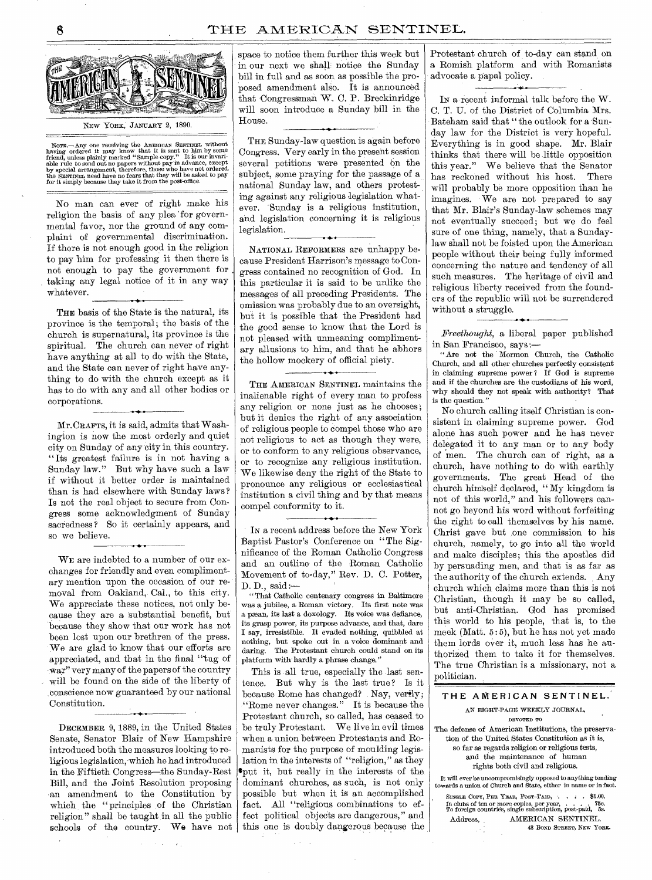NEW YORK, JANUARY 2, 1890.

NOTE.—Any one receiving the AMERICAN SENTINEL without having ordered it may know that it is sent to him by some friend, unless plainly marked "Sample copy." It is our invariable rule to send out no papers without pay in advance, except by special arrangement, therefore, those who have not ordered the SENTINEL need have no fears that they will be asked to pay for it simply because they take it from the post-office.

No man can ever of right make his religion the basis of any plea for governmental favor, nor the ground of any complaint of governmental discrimination. If there is not enough good in the religion to pay him for professing it then there is not enough to pay the government for taking any legal notice of it in any way whatever.

THE basis of the State is the natural, its province is the temporal; the basis of the church is supernatural, its province is the spiritual. The church can never of right have anything at all to do with the State, and the State can never of right have anything to do with the church except as it has to do with any and all other bodies or corporations.

MR. CRAFTS, it is said, admits that Washington is now the most orderly and quiet city on Sunday of any city in this country. "Its greatest failure is in not having a Sunday law." But why have such a law if without it better order is maintained than is had elsewhere with Sunday laws? Is not the real object to secure from Congress some acknowledgment of Sunday sacredness? So it certainly appears, and so we believe.

WE are indebted to a number of our exchanges for friendly and even complimentary mention upon the occasion of our removal from Oakland, Cal., to this city. We appreciate these notices, not only because they are a substantial benefit, but because they show that our work has not been lost upon our brethren of the press. We are glad to know that our efforts are appreciated, and that in the final "tug of war" very many of the papers of the country will be found on the side of the liberty of conscience now guaranteed by our national Constitution.

DECEMBER 9, 1889, in the United States Senate, Senator Blair of New Hampshire introduced both the measures looking to religious legislation, which he had introduced in the Fiftieth Congress—the Sunday-Rest Bill, and the Joint Resolution proposing an amendment to the Constitution by which the "principles of the Christian religion" shall be taught in all the public schools of the country. We have not space to notice them further this week but in our next we shall notice the Sunday bill in full and as soon as possible the proposed amendment also. It is announced that Congressman W. C. P. Breckinridge will soon introduce a Sunday bill in the House.

THE Sunday-law question is again before Congress. Very early in the present session several petitions were presented on the subject, some praying for the passage of a national Sunday law, and others protesting against any religious legislation whatever. Sunday is a religious institution, and legislation concerning it is religious legislation.

NATIONAL REFORMERS are unhappy because President Harrison's message to Congress contained no recognition of God. In this particular it is said to be unlike the messages of all preceding Presidents. The omission was probably due to an oversight, but it is possible that the President had the good sense to know that the Lord is not pleased with unmeaning complimentary allusions to him, and that he abhors the hollow mockery of official piety.

THE AMERICAN SENTINEL maintains the inalienable right of every man to profess any religion or none just as he chooses; but it denies the right of any association of religious people to compel those who are not religious to act as though they were, or to conform to any religious observance, or to recognize any religious institution. We likewise deny the right of the State to pronounce any religious or ecclesiastical institution a civil thing and by that means compel conformity to it.

IN a recent address before the New York Baptist Pastor's Conference on "The Significance of the Roman Catholic Congress and an outline of the Roman Catholic Movement of to-day," Rev. D. C. Potter, D. D., said:—

"That Catholic centenary congress in Baltimore was a jubilee, a Roman victory. Its first note was a pæan, its last a doxology. Its voice was defiance, its grasp power, its purpose advance, and that, dare I say, irresistible. It evaded nothing, quibbled at nothing, but spoke out in a voice dominant and daring. The Protestant church could stand on its platform with hardly a phrase change."

This is all true, especially the last sentence. But why is the last true? Is it because Rome has changed? Nay, verily; "Rome never changes." It is because the Protestant church, so called, has ceased to be truly Protestant. We live in evil times when a union between Protestants and Romanists for the purpose of moulding legislation in the interests of "religion," as they put it, but really in the interests of the dominant churches, as such, is not only possible but when it is an accomplished fact. All "religious combinations to effect political objects are dangerous," and this one is doubly dangerous because the Protestant church of to-day can stand on a Romish platform and with Romanists advocate a papal policy.

IN a recent informal talk before the W. C. T. U. of the District of Columbia Mrs. Bateham said that "the outlook for a Sunday law for the District is very hopeful. Everything is in good shape. Mr. Blair thinks that there will be little opposition this year." We believe that the Senator has reckoned without his host. There will probably be more opposition than he imagines. We are not prepared to say that Mr. Blair's Sunday-law schemes may not eventually succeed; but we do feel sure of one thing, namely, that a Sunday-law shall not be foisted upon the American people without their being fully informed concerning the nature and tendency of all such measures. The heritage of civil and religious liberty received from the founders of the republic will not be surrendered without a struggle.

*Freethought*, a liberal paper published in San Francisco, says:—

"Are not the Mormon Church, the Catholic Church, and all other churches perfectly consistent in claiming supreme power? If God is supreme and if the churches are the custodians of his word, why should they not speak with authority? That is the question."

No church calling itself Christian is consistent in claiming supreme power. God alone has such power and he has never delegated it to any man or to any body of men. The church can of right, as a church, have nothing to do with earthly governments. The great Head of the church himself declared, "My kingdom is not of this world," and his followers cannot go beyond his word without forfeiting the right to call themselves by his name. Christ gave but one commission to his church, namely, to go into all the world and make disciples; this the apostles did by persuading men, and that is as far as the authority of the church extends. Any church which claims more than this is not Christian, though it may be so called, but anti-Christian. God has promised this world to his people, that is, to the meek (Matt. 5:5), but he has not yet made them lords over it, much less has he authorized them to take it for themselves. The true Christian is a missionary, not a politician.

## THE AMERICAN SENTINEL.

AN EIGHT-PAGE WEEKLY JOURNAL, DEVOTED TO

The defense of American Institutions, the preservation of the United States Constitution as it is, so far as regards religion or religious tests, and the maintenance of human rights both civil and religious.

It will ever be uncompromisingly opposed to anything tending towards a union of Church and State, either in name or in fact.

SINGLE COPY, PER YEAR, POST-PAID, . . . . $1.00.
In clubs of ten or more copies, per year, . . . . 75c.
To foreign countries, single subscription, post-paid, 5s.

Address, AMERICAN SENTINEL.
43 BOND STREET, NEW YORK.